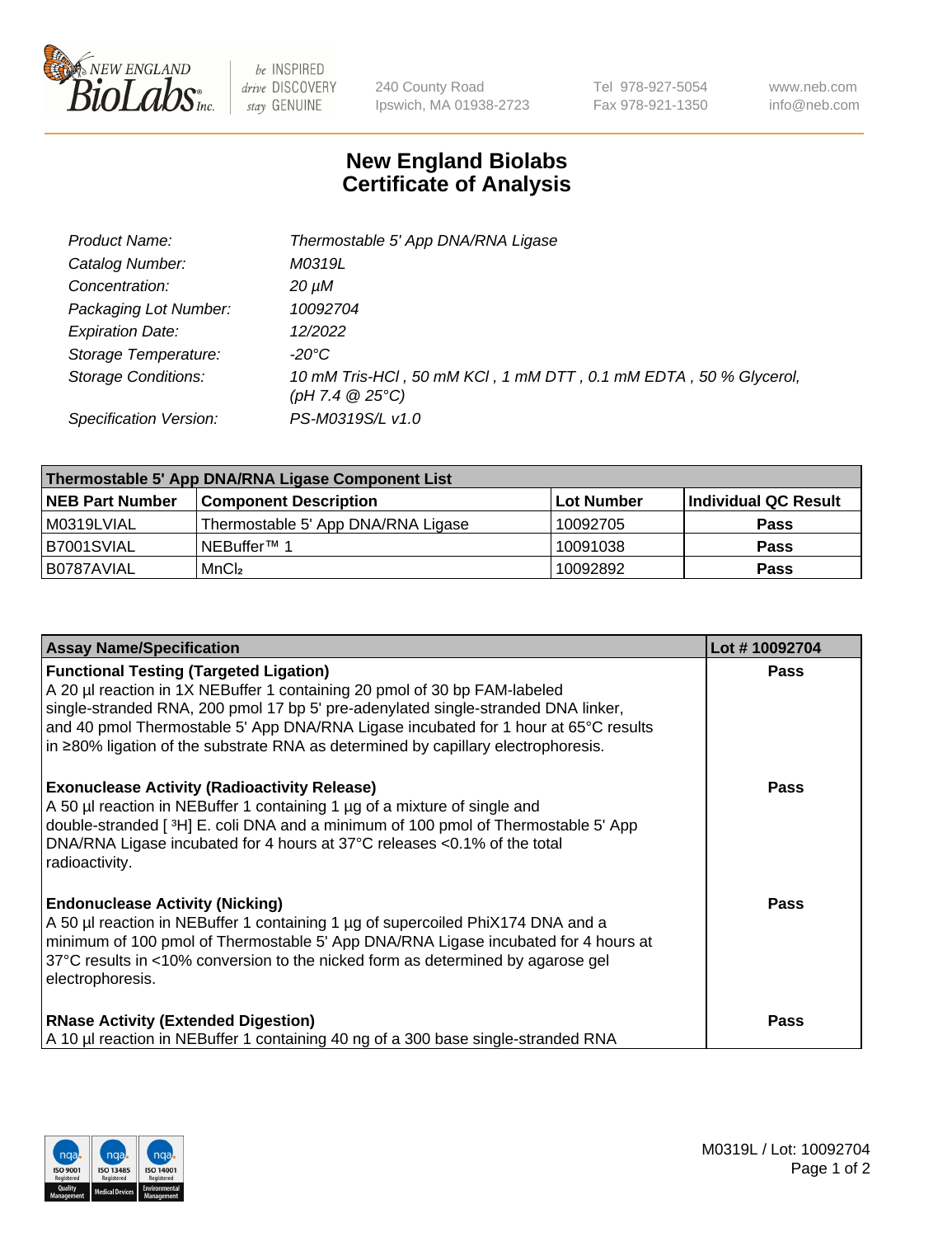# New England Biolabs
# Certificate of Analysis

| | |
|---|---|
| *Product Name:* | *Thermostable 5' App DNA/RNA Ligase* |
| *Catalog Number:* | *M0319L* |
| *Concentration:* | *20 µM* |
| *Packaging Lot Number:* | *10092704* |
| *Expiration Date:* | *12/2022* |
| *Storage Temperature:* | *-20°C* |
| *Storage Conditions:* | *10 mM Tris-HCl , 50 mM KCl , 1 mM DTT , 0.1 mM EDTA , 50 % Glycerol, (pH 7.4 @ 25°C)* |
| *Specification Version:* | *PS-M0319S/L v1.0* |

| Thermostable 5' App DNA/RNA Ligase Component List | | | |
|---|---|---|---|
| **NEB Part Number** | **Component Description** | **Lot Number** | **Individual QC Result** |
| M0319LVIAL | Thermostable 5' App DNA/RNA Ligase | 10092705 | **Pass** |
| B7001SVIAL | NEBuffer™ 1 | 10091038 | **Pass** |
| B0787AVIAL | $MnCl_2$ | 10092892 | **Pass** |

| Assay Name/Specification | Lot # 10092704 |
|---|---|
| **Functional Testing (Targeted Ligation)**<br>A 20 µl reaction in 1X NEBuffer 1 containing 20 pmol of 30 bp FAM-labeled single-stranded RNA, 200 pmol 17 bp 5' pre-adenylated single-stranded DNA linker, and 40 pmol Thermostable 5' App DNA/RNA Ligase incubated for 1 hour at 65°C results in ≥80% ligation of the substrate RNA as determined by capillary electrophoresis. | **Pass** |
| **Exonuclease Activity (Radioactivity Release)**<br>A 50 µl reaction in NEBuffer 1 containing 1 µg of a mixture of single and double-stranded [ $^3$H] E. coli DNA and a minimum of 100 pmol of Thermostable 5' App DNA/RNA Ligase incubated for 4 hours at 37°C releases <0.1% of the total radioactivity. | **Pass** |
| **Endonuclease Activity (Nicking)**<br>A 50 µl reaction in NEBuffer 1 containing 1 µg of supercoiled PhiX174 DNA and a minimum of 100 pmol of Thermostable 5' App DNA/RNA Ligase incubated for 4 hours at 37°C results in <10% conversion to the nicked form as determined by agarose gel electrophoresis. | **Pass** |
| **RNase Activity (Extended Digestion)**<br>A 10 µl reaction in NEBuffer 1 containing 40 ng of a 300 base single-stranded RNA | **Pass** |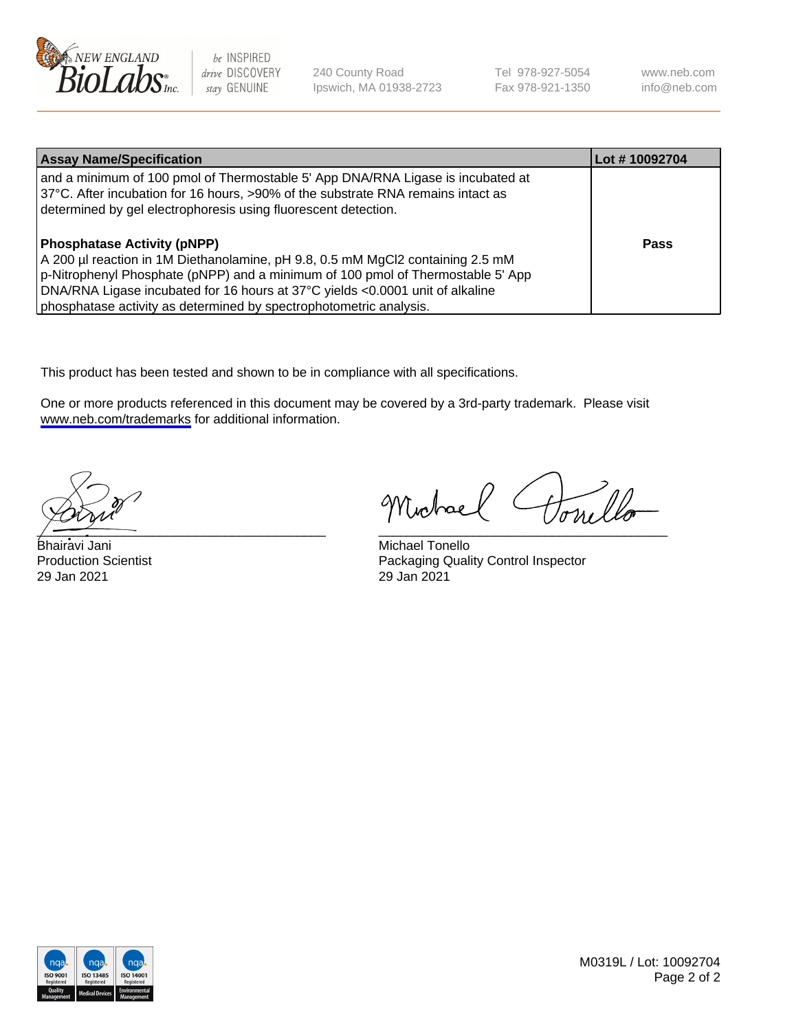| Assay Name/Specification | Lot # 10092704 |
| --- | --- |
| and a minimum of 100 pmol of Thermostable 5' App DNA/RNA Ligase is incubated at 37°C. After incubation for 16 hours, >90% of the substrate RNA remains intact as determined by gel electrophoresis using fluorescent detection. | |
| **Phosphatase Activity (pNPP)**<br>A 200 µl reaction in 1M Diethanolamine, pH 9.8, 0.5 mM $MgCl_2$ containing 2.5 mM p-Nitrophenyl Phosphate (pNPP) and a minimum of 100 pmol of Thermostable 5' App DNA/RNA Ligase incubated for 16 hours at 37°C yields <0.0001 unit of alkaline phosphatase activity as determined by spectrophotometric analysis. | **Pass** |

This product has been tested and shown to be in compliance with all specifications.

One or more products referenced in this document may be covered by a 3rd-party trademark. Please visit www.neb.com/trademarks for additional information.

Bhairavi Jani
Production Scientist
29 Jan 2021

Michael Tonello
Packaging Quality Control Inspector
29 Jan 2021

M0319L / Lot: 10092704